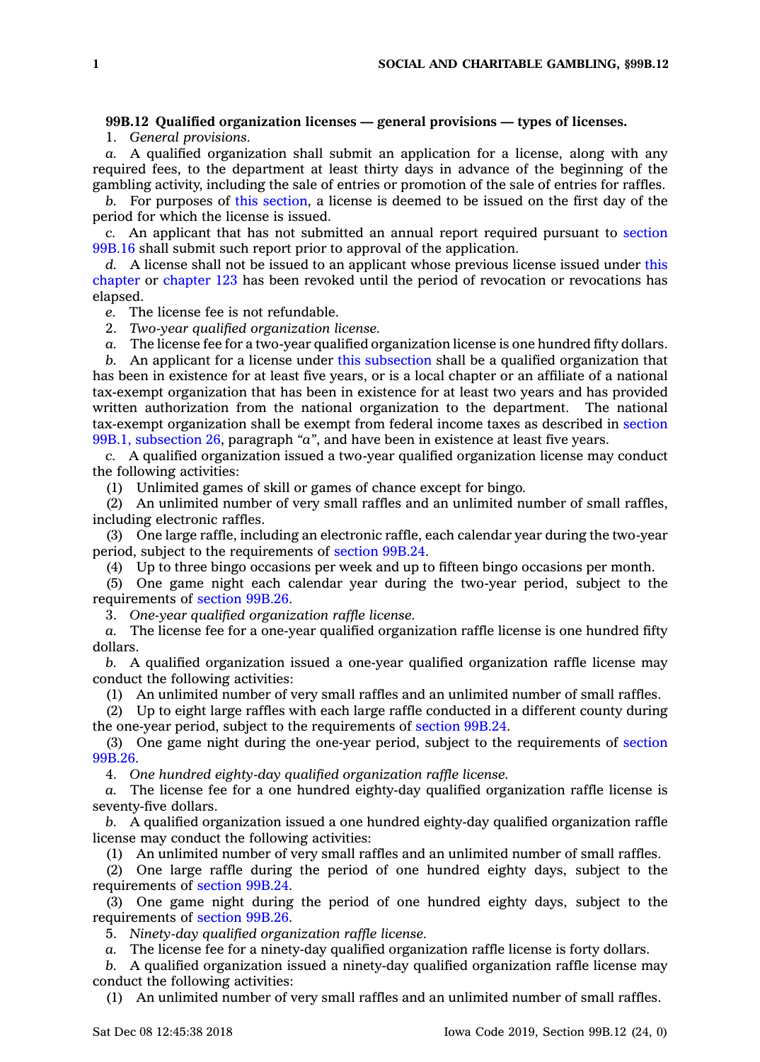**99B.12 Qualified organization licenses — general provisions — types of licenses.**

1. *General provisions.*

*a.* A qualified organization shall submit an application for a license, along with any required fees, to the department at least thirty days in advance of the beginning of the gambling activity, including the sale of entries or promotion of the sale of entries for raffles.

*b.* For purposes of this section, a license is deemed to be issued on the first day of the period for which the license is issued.

*c.* An applicant that has not submitted an annual report required pursuant to section 99B.16 shall submit such report prior to approval of the application.

*d.* A license shall not be issued to an applicant whose previous license issued under this chapter or chapter 123 has been revoked until the period of revocation or revocations has elapsed.

*e.* The license fee is not refundable.

2. *Two-year qualified organization license.*

*a.* The license fee for a two-year qualified organization license is one hundred fifty dollars.

*b.* An applicant for a license under this subsection shall be a qualified organization that has been in existence for at least five years, or is a local chapter or an affiliate of a national tax-exempt organization that has been in existence for at least two years and has provided written authorization from the national organization to the department. The national tax-exempt organization shall be exempt from federal income taxes as described in section 99B.1, subsection 26, paragraph *"a"*, and have been in existence at least five years.

*c.* A qualified organization issued a two-year qualified organization license may conduct the following activities:

(1) Unlimited games of skill or games of chance except for bingo.

(2) An unlimited number of very small raffles and an unlimited number of small raffles, including electronic raffles.

(3) One large raffle, including an electronic raffle, each calendar year during the two-year period, subject to the requirements of section 99B.24.

(4) Up to three bingo occasions per week and up to fifteen bingo occasions per month.

(5) One game night each calendar year during the two-year period, subject to the requirements of section 99B.26.

3. *One-year qualified organization raffle license.*

*a.* The license fee for a one-year qualified organization raffle license is one hundred fifty dollars.

*b.* A qualified organization issued a one-year qualified organization raffle license may conduct the following activities:

(1) An unlimited number of very small raffles and an unlimited number of small raffles.

(2) Up to eight large raffles with each large raffle conducted in a different county during the one-year period, subject to the requirements of section 99B.24.

(3) One game night during the one-year period, subject to the requirements of section 99B.26.

4. *One hundred eighty-day qualified organization raffle license.*

*a.* The license fee for a one hundred eighty-day qualified organization raffle license is seventy-five dollars.

*b.* A qualified organization issued a one hundred eighty-day qualified organization raffle license may conduct the following activities:

(1) An unlimited number of very small raffles and an unlimited number of small raffles.

(2) One large raffle during the period of one hundred eighty days, subject to the requirements of section 99B.24.

(3) One game night during the period of one hundred eighty days, subject to the requirements of section 99B.26.

5. *Ninety-day qualified organization raffle license.*

*a.* The license fee for a ninety-day qualified organization raffle license is forty dollars.

*b.* A qualified organization issued a ninety-day qualified organization raffle license may conduct the following activities:

(1) An unlimited number of very small raffles and an unlimited number of small raffles.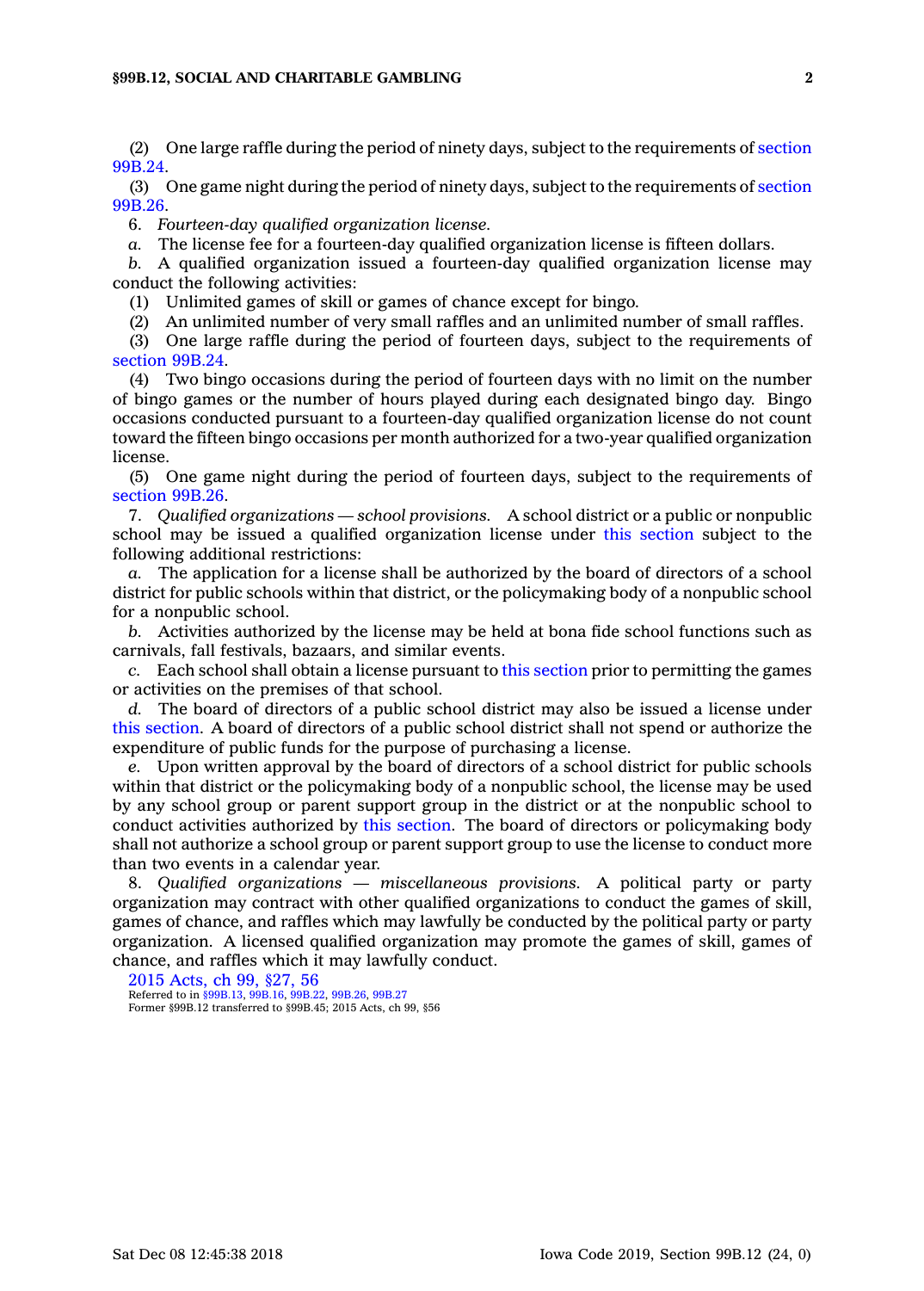(2) One large raffle during the period of ninety days, subject to the requirements of section 99B.24.

(3) One game night during the period of ninety days, subject to the requirements of section 99B.26.

6. *Fourteen-day qualified organization license.*

*a.* The license fee for a fourteen-day qualified organization license is fifteen dollars.

*b.* A qualified organization issued a fourteen-day qualified organization license may conduct the following activities:

(1) Unlimited games of skill or games of chance except for bingo.

(2) An unlimited number of very small raffles and an unlimited number of small raffles.

(3) One large raffle during the period of fourteen days, subject to the requirements of section 99B.24.

(4) Two bingo occasions during the period of fourteen days with no limit on the number of bingo games or the number of hours played during each designated bingo day. Bingo occasions conducted pursuant to a fourteen-day qualified organization license do not count toward the fifteen bingo occasions per month authorized for a two-year qualified organization license.

(5) One game night during the period of fourteen days, subject to the requirements of section 99B.26.

7. *Qualified organizations — school provisions.* A school district or a public or nonpublic school may be issued a qualified organization license under this section subject to the following additional restrictions:

*a.* The application for a license shall be authorized by the board of directors of a school district for public schools within that district, or the policymaking body of a nonpublic school for a nonpublic school.

*b.* Activities authorized by the license may be held at bona fide school functions such as carnivals, fall festivals, bazaars, and similar events.

*c.* Each school shall obtain a license pursuant to this section prior to permitting the games or activities on the premises of that school.

*d.* The board of directors of a public school district may also be issued a license under this section. A board of directors of a public school district shall not spend or authorize the expenditure of public funds for the purpose of purchasing a license.

*e.* Upon written approval by the board of directors of a school district for public schools within that district or the policymaking body of a nonpublic school, the license may be used by any school group or parent support group in the district or at the nonpublic school to conduct activities authorized by this section. The board of directors or policymaking body shall not authorize a school group or parent support group to use the license to conduct more than two events in a calendar year.

8. *Qualified organizations — miscellaneous provisions.* A political party or party organization may contract with other qualified organizations to conduct the games of skill, games of chance, and raffles which may lawfully be conducted by the political party or party organization. A licensed qualified organization may promote the games of skill, games of chance, and raffles which it may lawfully conduct.

2015 Acts, ch 99, §27, 56
Referred to in §99B.13, 99B.16, 99B.22, 99B.26, 99B.27
Former §99B.12 transferred to §99B.45; 2015 Acts, ch 99, §56